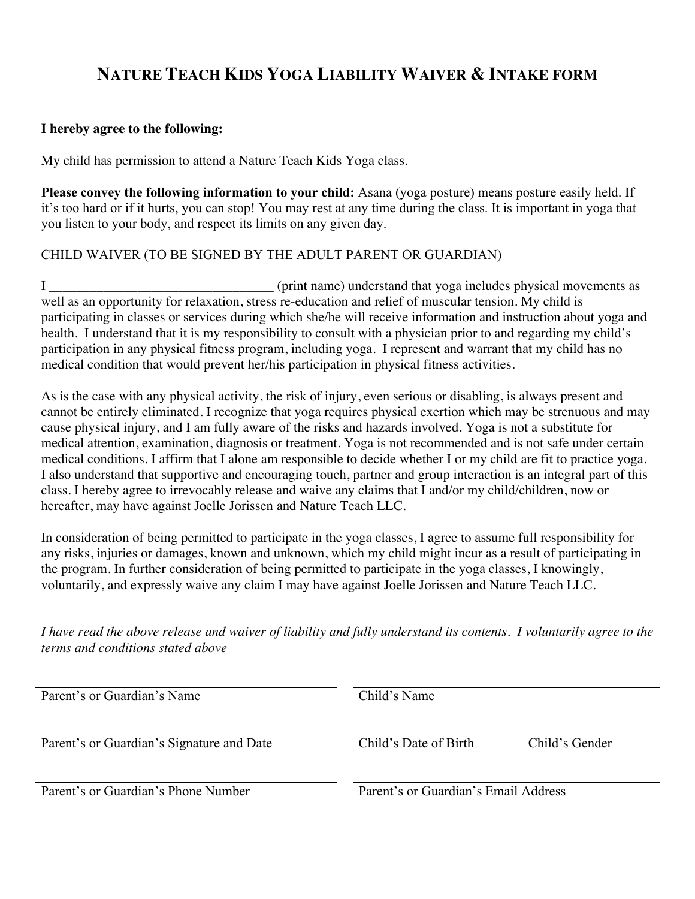# NATURE TEACH KIDS YOGA LIABILITY WAIVER & INTAKE FORM

**I hereby agree to the following:**

My child has permission to attend a Nature Teach Kids Yoga class.

**Please convey the following information to your child:** Asana (yoga posture) means posture easily held. If it's too hard or if it hurts, you can stop! You may rest at any time during the class. It is important in yoga that you listen to your body, and respect its limits on any given day.

CHILD WAIVER (TO BE SIGNED BY THE ADULT PARENT OR GUARDIAN)

I _________________________________ (print name) understand that yoga includes physical movements as well as an opportunity for relaxation, stress re-education and relief of muscular tension. My child is participating in classes or services during which she/he will receive information and instruction about yoga and health. I understand that it is my responsibility to consult with a physician prior to and regarding my child's participation in any physical fitness program, including yoga. I represent and warrant that my child has no medical condition that would prevent her/his participation in physical fitness activities.

As is the case with any physical activity, the risk of injury, even serious or disabling, is always present and cannot be entirely eliminated. I recognize that yoga requires physical exertion which may be strenuous and may cause physical injury, and I am fully aware of the risks and hazards involved. Yoga is not a substitute for medical attention, examination, diagnosis or treatment. Yoga is not recommended and is not safe under certain medical conditions. I affirm that I alone am responsible to decide whether I or my child are fit to practice yoga. I also understand that supportive and encouraging touch, partner and group interaction is an integral part of this class. I hereby agree to irrevocably release and waive any claims that I and/or my child/children, now or hereafter, may have against Joelle Jorissen and Nature Teach LLC.

In consideration of being permitted to participate in the yoga classes, I agree to assume full responsibility for any risks, injuries or damages, known and unknown, which my child might incur as a result of participating in the program. In further consideration of being permitted to participate in the yoga classes, I knowingly, voluntarily, and expressly waive any claim I may have against Joelle Jorissen and Nature Teach LLC.

*I have read the above release and waiver of liability and fully understand its contents. I voluntarily agree to the terms and conditions stated above*

_________________________________
Parent's or Guardian's Name

_________________________________
Child's Name

_________________________________
Parent's or Guardian's Signature and Date

_________________________________
Child's Date of Birth

_________________________________
Child's Gender

_________________________________
Parent's or Guardian's Phone Number

_________________________________
Parent's or Guardian's Email Address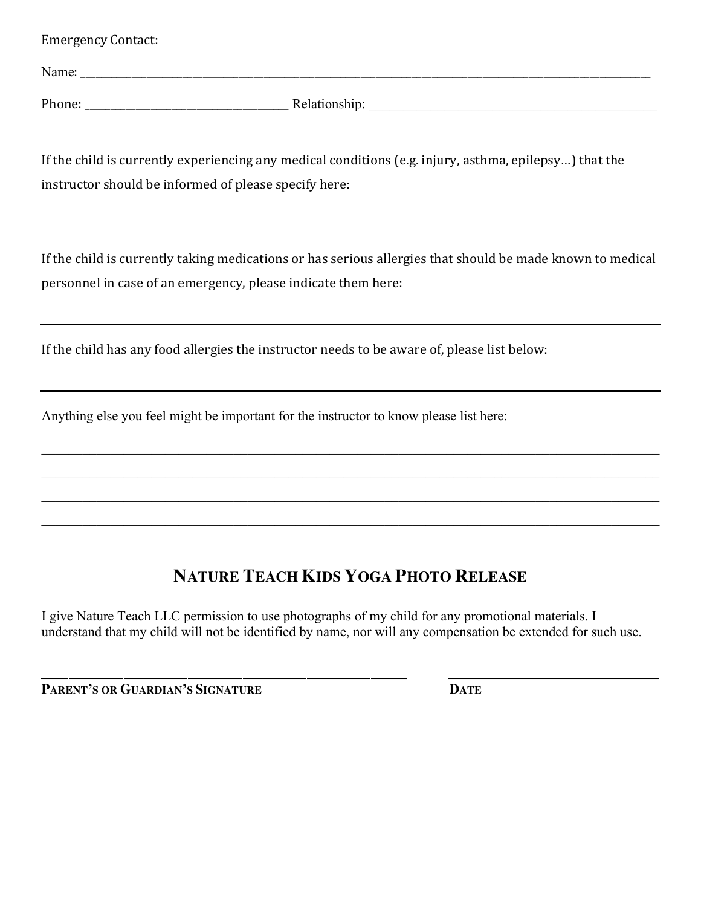Emergency Contact:

Name: ___________________________________________________________________________

Phone: ______________________________ Relationship: ________________________________________

If the child is currently experiencing any medical conditions (e.g. injury, asthma, epilepsy…) that the instructor should be informed of please specify here:

___________________________________________________________________________

If the child is currently taking medications or has serious allergies that should be made known to medical personnel in case of an emergency, please indicate them here:

___________________________________________________________________________

If the child has any food allergies the instructor needs to be aware of, please list below:

___________________________________________________________________________

Anything else you feel might be important for the instructor to know please list here:

___________________________________________________________________________

___________________________________________________________________________

___________________________________________________________________________

___________________________________________________________________________

## NATURE TEACH KIDS YOGA PHOTO RELEASE

I give Nature Teach LLC permission to use photographs of my child for any promotional materials. I understand that my child will not be identified by name, nor will any compensation be extended for such use.

_____________________________________________ ___________________________

**PARENT'S OR GUARDIAN'S SIGNATURE** **DATE**